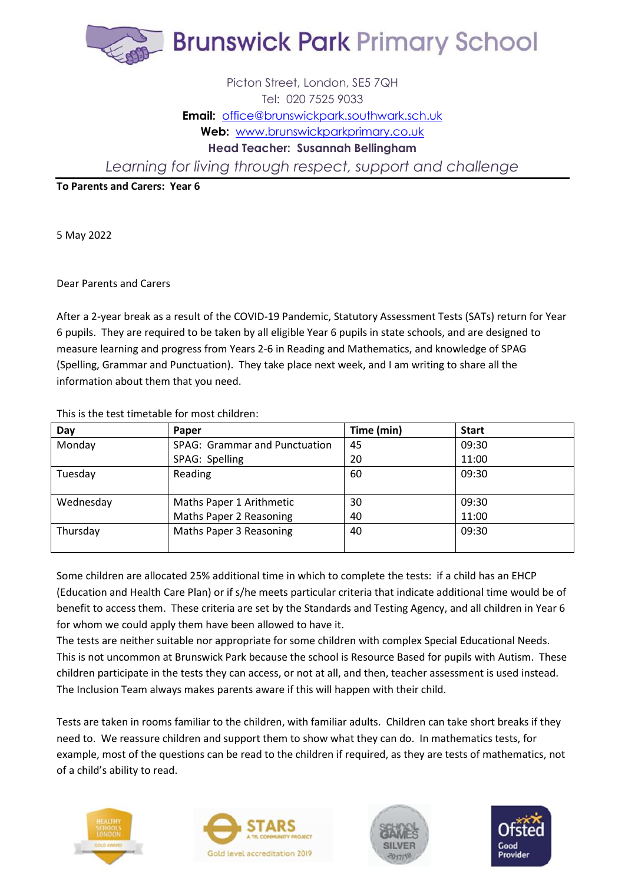# Brunswick Park Primary School

Picton Street, London, SE5 7QH
Tel: 020 7525 9033
**Email:** office@brunswickpark.southwark.sch.uk
**Web:** www.brunswickparkprimary.co.uk
**Head Teacher: Susannah Bellingham**

*Learning for living through respect, support and challenge*

**To Parents and Carers: Year 6**

5 May 2022

Dear Parents and Carers

After a 2-year break as a result of the COVID-19 Pandemic, Statutory Assessment Tests (SATs) return for Year 6 pupils. They are required to be taken by all eligible Year 6 pupils in state schools, and are designed to measure learning and progress from Years 2-6 in Reading and Mathematics, and knowledge of SPAG (Spelling, Grammar and Punctuation). They take place next week, and I am writing to share all the information about them that you need.

This is the test timetable for most children:

| Day | Paper | Time (min) | Start |
|---|---|---|---|
| Monday | SPAG: Grammar and Punctuation<br>SPAG: Spelling | 45<br>20 | 09:30<br>11:00 |
| Tuesday | Reading | 60 | 09:30 |
| Wednesday | Maths Paper 1 Arithmetic<br>Maths Paper 2 Reasoning | 30<br>40 | 09:30<br>11:00 |
| Thursday | Maths Paper 3 Reasoning | 40 | 09:30 |

Some children are allocated 25% additional time in which to complete the tests: if a child has an EHCP (Education and Health Care Plan) or if s/he meets particular criteria that indicate additional time would be of benefit to access them. These criteria are set by the Standards and Testing Agency, and all children in Year 6 for whom we could apply them have been allowed to have it.

The tests are neither suitable nor appropriate for some children with complex Special Educational Needs. This is not uncommon at Brunswick Park because the school is Resource Based for pupils with Autism. These children participate in the tests they can access, or not at all, and then, teacher assessment is used instead. The Inclusion Team always makes parents aware if this will happen with their child.

Tests are taken in rooms familiar to the children, with familiar adults. Children can take short breaks if they need to. We reassure children and support them to show what they can do. In mathematics tests, for example, most of the questions can be read to the children if required, as they are tests of mathematics, not of a child's ability to read.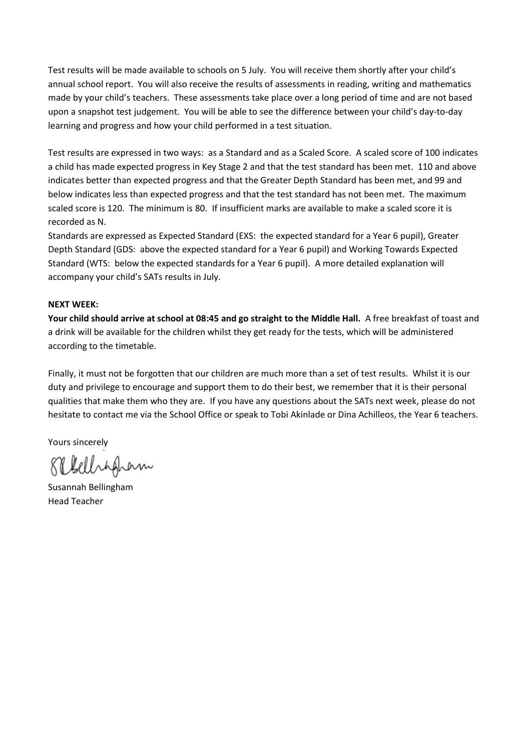Test results will be made available to schools on 5 July. You will receive them shortly after your child's annual school report. You will also receive the results of assessments in reading, writing and mathematics made by your child's teachers. These assessments take place over a long period of time and are not based upon a snapshot test judgement. You will be able to see the difference between your child's day-to-day learning and progress and how your child performed in a test situation.

Test results are expressed in two ways: as a Standard and as a Scaled Score. A scaled score of 100 indicates a child has made expected progress in Key Stage 2 and that the test standard has been met. 110 and above indicates better than expected progress and that the Greater Depth Standard has been met, and 99 and below indicates less than expected progress and that the test standard has not been met. The maximum scaled score is 120. The minimum is 80. If insufficient marks are available to make a scaled score it is recorded as N.

Standards are expressed as Expected Standard (EXS: the expected standard for a Year 6 pupil), Greater Depth Standard (GDS: above the expected standard for a Year 6 pupil) and Working Towards Expected Standard (WTS: below the expected standards for a Year 6 pupil). A more detailed explanation will accompany your child's SATs results in July.

**NEXT WEEK:**

**Your child should arrive at school at 08:45 and go straight to the Middle Hall.** A free breakfast of toast and a drink will be available for the children whilst they get ready for the tests, which will be administered according to the timetable.

Finally, it must not be forgotten that our children are much more than a set of test results. Whilst it is our duty and privilege to encourage and support them to do their best, we remember that it is their personal qualities that make them who they are. If you have any questions about the SATs next week, please do not hesitate to contact me via the School Office or speak to Tobi Akinlade or Dina Achilleos, the Year 6 teachers.

Yours sincerely

Susannah Bellingham
Head Teacher